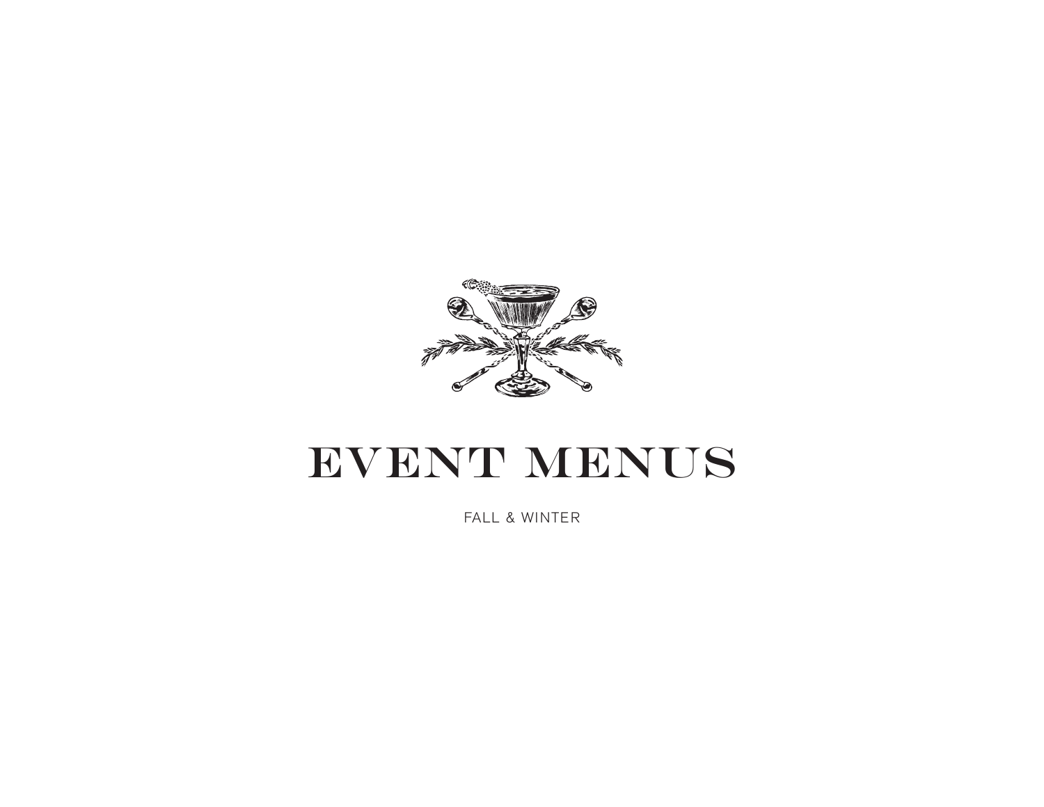# EVENT MENUS

FALL & WINTER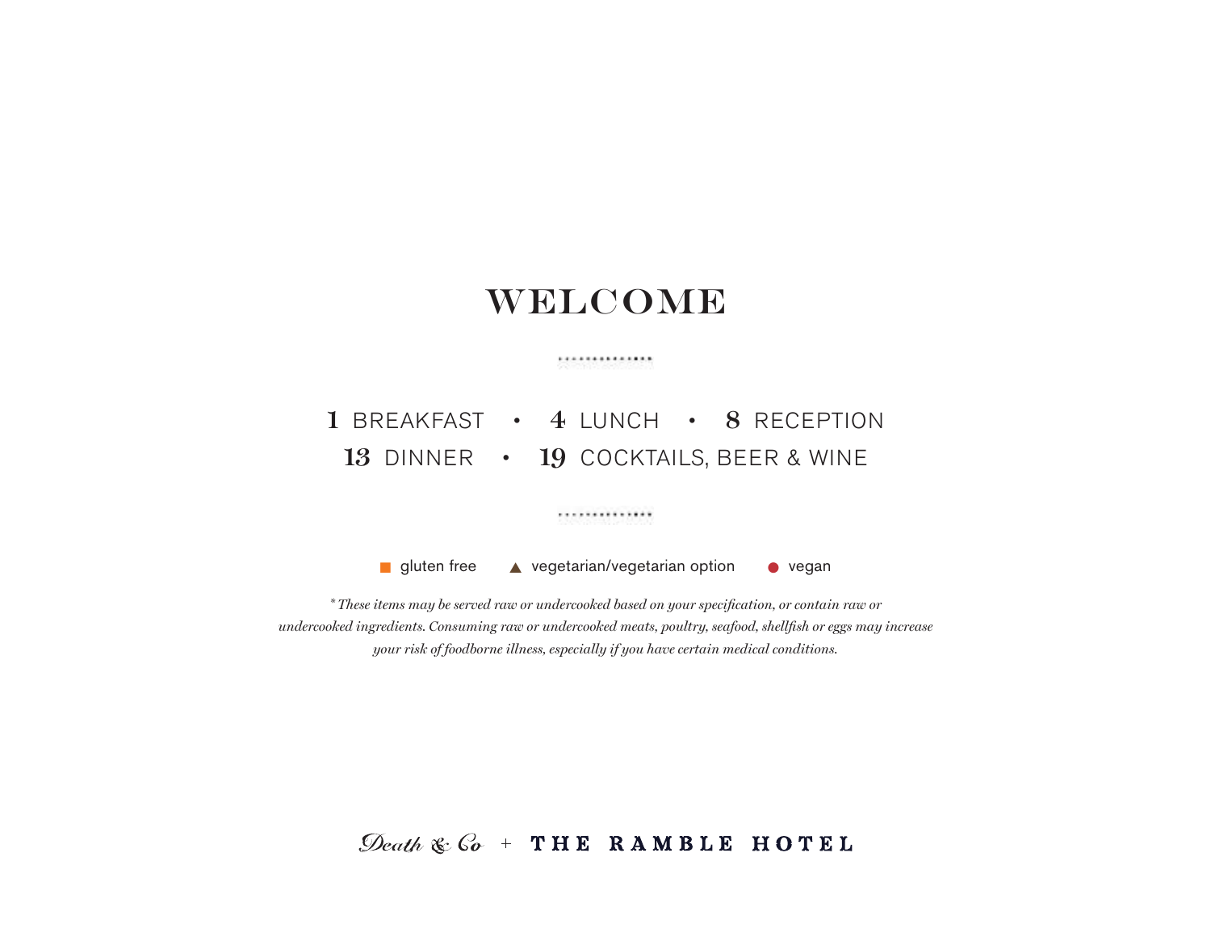# WELCOME

**1** BREAKFAST • **4** LUNCH • **8** RECEPTION
**13** DINNER • **19** COCKTAILS, BEER & WINE

■ gluten free ▲ vegetarian/vegetarian option ● vegan

*\* These items may be served raw or undercooked based on your specification, or contain raw or undercooked ingredients. Consuming raw or undercooked meats, poultry, seafood, shellfish or eggs may increase your risk of foodborne illness, especially if you have certain medical conditions.*

Death & Co + THE RAMBLE HOTEL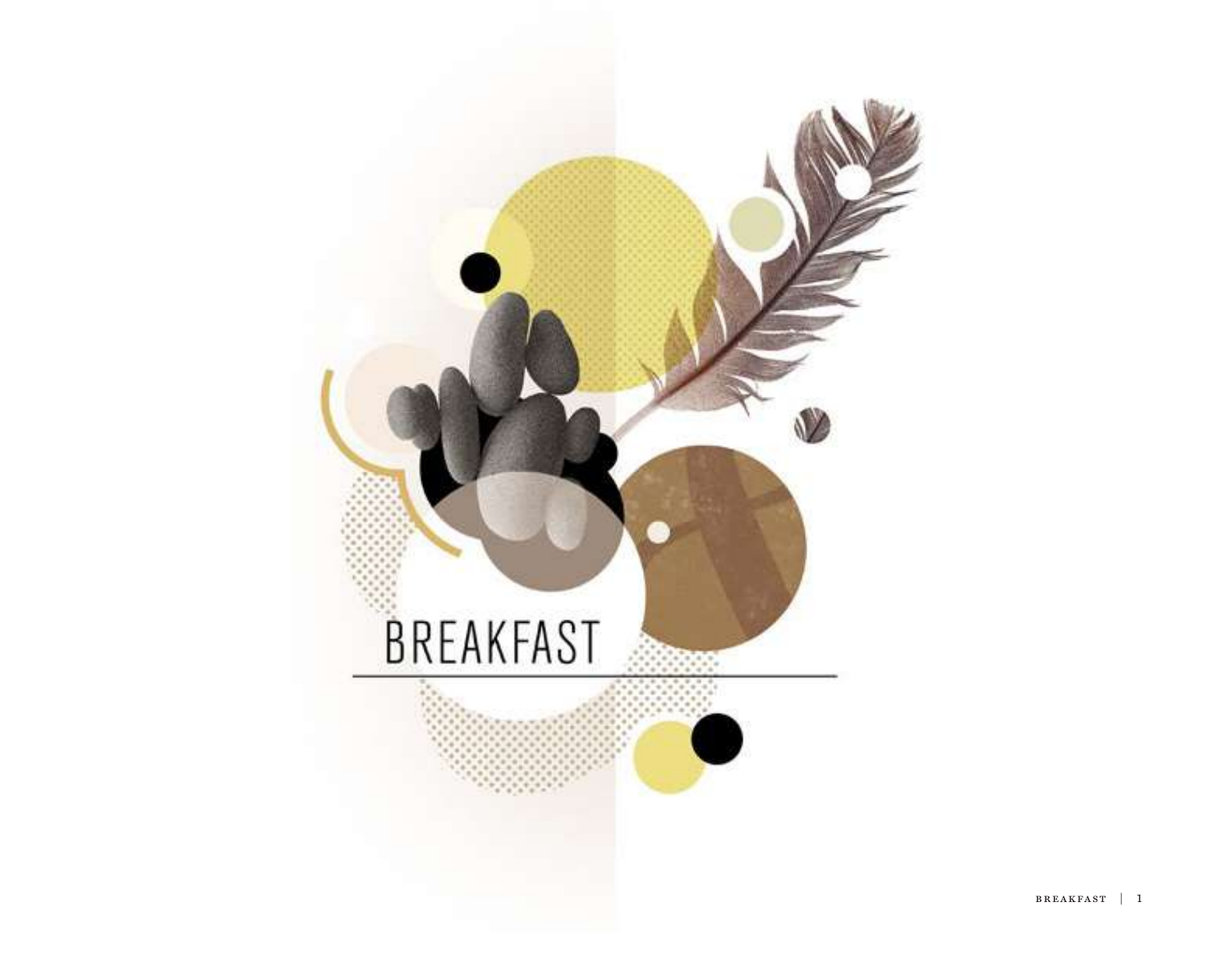# BREAKFAST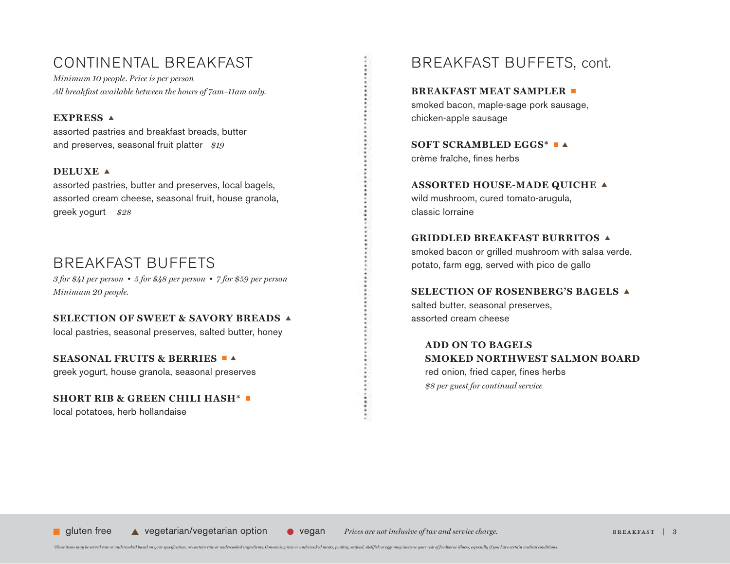## CONTINENTAL BREAKFAST

*Minimum 10 people. Price is per person*
*All breakfast available between the hours of 7am–11am only.*

**EXPRESS** ▲
assorted pastries and breakfast breads, butter and preserves, seasonal fruit platter *$19*

**DELUXE** ▲
assorted pastries, butter and preserves, local bagels, assorted cream cheese, seasonal fruit, house granola, greek yogurt *$28*

## BREAKFAST BUFFETS

*3 for $41 per person • 5 for $48 per person • 7 for $59 per person*
*Minimum 20 people.*

**SELECTION OF SWEET & SAVORY BREADS** ▲
local pastries, seasonal preserves, salted butter, honey

**SEASONAL FRUITS & BERRIES** ■ ▲
greek yogurt, house granola, seasonal preserves

**SHORT RIB & GREEN CHILI HASH*** ■
local potatoes, herb hollandaise

## BREAKFAST BUFFETS, cont.

**BREAKFAST MEAT SAMPLER** ■
smoked bacon, maple-sage pork sausage, chicken-apple sausage

**SOFT SCRAMBLED EGGS*** ■ ▲
crème fraîche, fines herbs

**ASSORTED HOUSE-MADE QUICHE** ▲
wild mushroom, cured tomato-arugula, classic lorraine

**GRIDDLED BREAKFAST BURRITOS** ▲
smoked bacon or grilled mushroom with salsa verde, potato, farm egg, served with pico de gallo

**SELECTION OF ROSENBERG'S BAGELS** ▲
salted butter, seasonal preserves, assorted cream cheese

**ADD ON TO BAGELS**
**SMOKED NORTHWEST SALMON BOARD**
red onion, fried caper, fines herbs
*$8 per guest for continual service*

■ gluten free ▲ vegetarian/vegetarian option ● vegan *Prices are not inclusive of tax and service charge.*

*These items may be served raw or undercooked based on your specification, or contain raw or undercooked ingredients. Consuming raw or undercooked meats, poultry, seafood, shellfish or eggs may increase your risk of foodborne illness, especially if you have certain medical conditions.*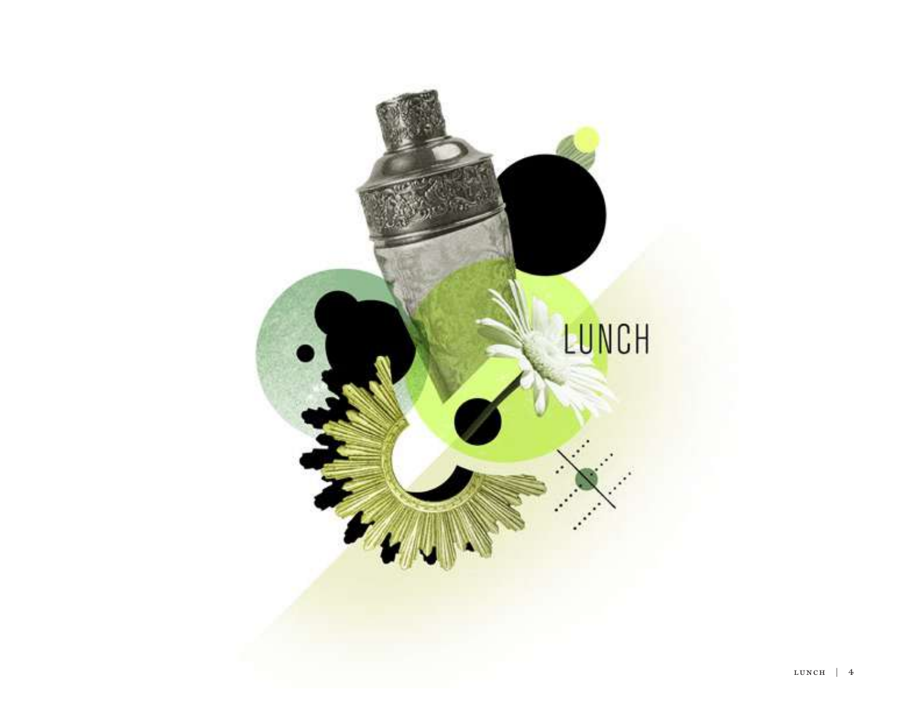# LUNCH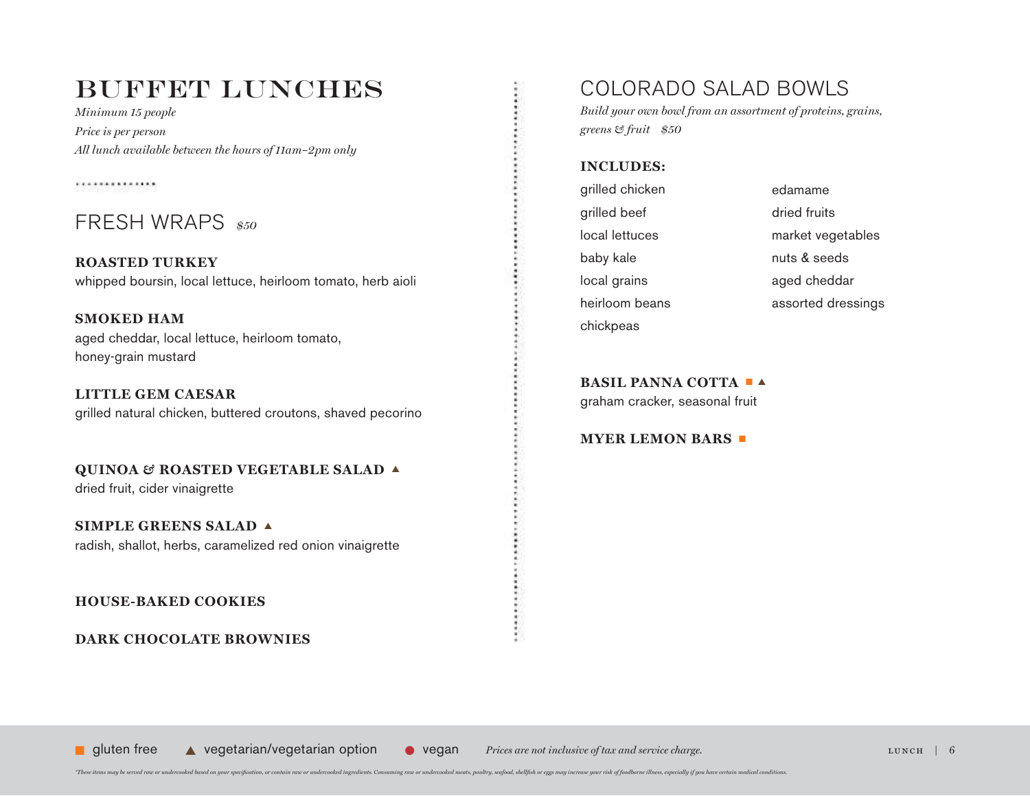# BUFFET LUNCHES

*Minimum 15 people*
*Price is per person*
*All lunch available between the hours of 11am–2pm only*

## FRESH WRAPS *$50*

**ROASTED TURKEY**
whipped boursin, local lettuce, heirloom tomato, herb aioli

**SMOKED HAM**
aged cheddar, local lettuce, heirloom tomato, honey-grain mustard

**LITTLE GEM CAESAR**
grilled natural chicken, buttered croutons, shaved pecorino

**QUINOA & ROASTED VEGETABLE SALAD** ▲
dried fruit, cider vinaigrette

**SIMPLE GREENS SALAD** ▲
radish, shallot, herbs, caramelized red onion vinaigrette

**HOUSE-BAKED COOKIES**

**DARK CHOCOLATE BROWNIES**

## COLORADO SALAD BOWLS

*Build your own bowl from an assortment of proteins, grains, greens & fruit $50*

**INCLUDES:**

- grilled chicken
- grilled beef
- local lettuces
- baby kale
- local grains
- heirloom beans
- chickpeas
- edamame
- dried fruits
- market vegetables
- nuts & seeds
- aged cheddar
- assorted dressings

**BASIL PANNA COTTA** ■ ▲
graham cracker, seasonal fruit

**MYER LEMON BARS** ■

■ gluten free ▲ vegetarian/vegetarian option ● vegan *Prices are not inclusive of tax and service charge.*

*\*These items may be served raw or undercooked based on your specification, or contain raw or undercooked ingredients. Consuming raw or undercooked meats, poultry, seafood, shellfish or eggs may increase your risk of foodborne illness, especially if you have certain medical conditions.*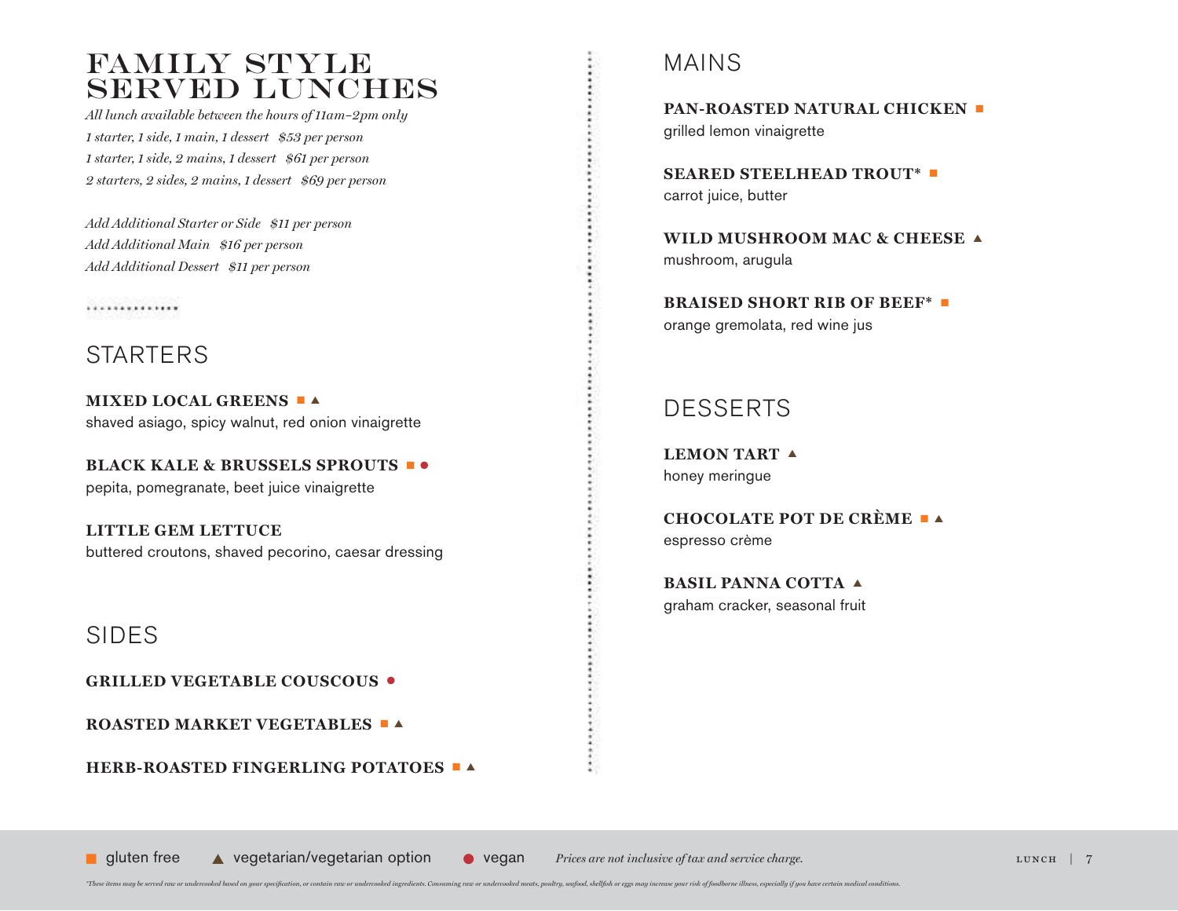# FAMILY STYLE SERVED LUNCHES

*All lunch available between the hours of 11am–2pm only*
*1 starter, 1 side, 1 main, 1 dessert   $53 per person*
*1 starter, 1 side, 2 mains, 1 dessert   $61 per person*
*2 starters, 2 sides, 2 mains, 1 dessert   $69 per person*

*Add Additional Starter or Side   $11 per person*
*Add Additional Main   $16 per person*
*Add Additional Dessert   $11 per person*

## STARTERS

**MIXED LOCAL GREENS** ■ ▲
shaved asiago, spicy walnut, red onion vinaigrette

**BLACK KALE & BRUSSELS SPROUTS** ■ ●
pepita, pomegranate, beet juice vinaigrette

**LITTLE GEM LETTUCE**
buttered croutons, shaved pecorino, caesar dressing

## SIDES

**GRILLED VEGETABLE COUSCOUS** ●

**ROASTED MARKET VEGETABLES** ■ ▲

**HERB-ROASTED FINGERLING POTATOES** ■ ▲

## MAINS

**PAN-ROASTED NATURAL CHICKEN** ■
grilled lemon vinaigrette

**SEARED STEELHEAD TROUT*** ■
carrot juice, butter

**WILD MUSHROOM MAC & CHEESE** ▲
mushroom, arugula

**BRAISED SHORT RIB OF BEEF*** ■
orange gremolata, red wine jus

## DESSERTS

**LEMON TART** ▲
honey meringue

**CHOCOLATE POT DE CRÈME** ■ ▲
espresso crème

**BASIL PANNA COTTA** ▲
graham cracker, seasonal fruit

■ gluten free   ▲ vegetarian/vegetarian option   ● vegan   *Prices are not inclusive of tax and service charge.*

*\*These items may be served raw or undercooked based on your specification, or contain raw or undercooked ingredients. Consuming raw or undercooked meats, poultry, seafood, shellfish or eggs may increase your risk of foodborne illness, especially if you have certain medical conditions.*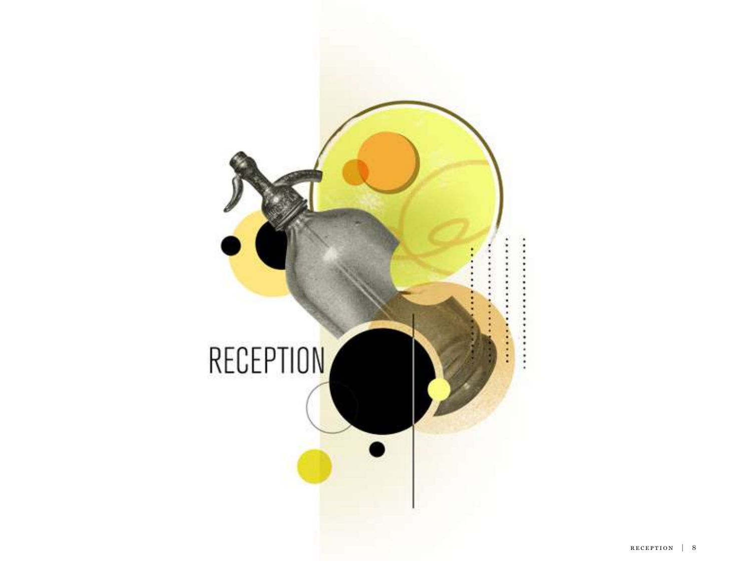# RECEPTION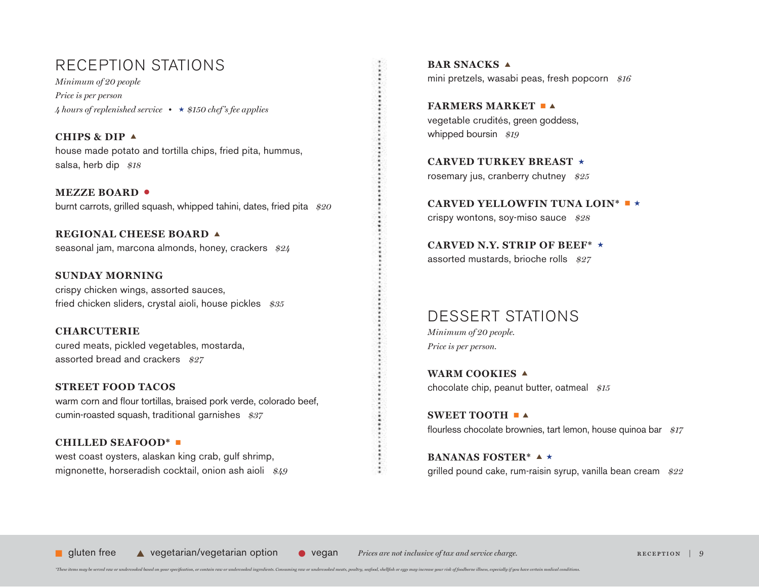# RECEPTION STATIONS

*Minimum of 20 people*
*Price is per person*
*4 hours of replenished service • ★ $150 chef's fee applies*

**CHIPS & DIP** ▲
house made potato and tortilla chips, fried pita, hummus, salsa, herb dip *$18*

**MEZZE BOARD** ●
burnt carrots, grilled squash, whipped tahini, dates, fried pita *$20*

**REGIONAL CHEESE BOARD** ▲
seasonal jam, marcona almonds, honey, crackers *$24*

**SUNDAY MORNING**
crispy chicken wings, assorted sauces, fried chicken sliders, crystal aioli, house pickles *$35*

**CHARCUTERIE**
cured meats, pickled vegetables, mostarda, assorted bread and crackers *$27*

**STREET FOOD TACOS**
warm corn and flour tortillas, braised pork verde, colorado beef, cumin-roasted squash, traditional garnishes *$37*

**CHILLED SEAFOOD*** ■
west coast oysters, alaskan king crab, gulf shrimp, mignonette, horseradish cocktail, onion ash aioli *$49*

**BAR SNACKS** ▲
mini pretzels, wasabi peas, fresh popcorn *$16*

**FARMERS MARKET** ■ ▲
vegetable crudités, green goddess, whipped boursin *$19*

**CARVED TURKEY BREAST** ★
rosemary jus, cranberry chutney *$25*

**CARVED YELLOWFIN TUNA LOIN*** ■ ★
crispy wontons, soy-miso sauce *$28*

**CARVED N.Y. STRIP OF BEEF*** ★
assorted mustards, brioche rolls *$27*

# DESSERT STATIONS

*Minimum of 20 people.*
*Price is per person.*

**WARM COOKIES** ▲
chocolate chip, peanut butter, oatmeal *$15*

**SWEET TOOTH** ■ ▲
flourless chocolate brownies, tart lemon, house quinoa bar *$17*

**BANANAS FOSTER*** ▲ ★
grilled pound cake, rum-raisin syrup, vanilla bean cream *$22*

■ gluten free ▲ vegetarian/vegetarian option ● vegan *Prices are not inclusive of tax and service charge.*

*\*These items may be served raw or undercooked based on your specification, or contain raw or undercooked ingredients. Consuming raw or undercooked meats, poultry, seafood, shellfish or eggs may increase your risk of foodborne illness, especially if you have certain medical conditions.*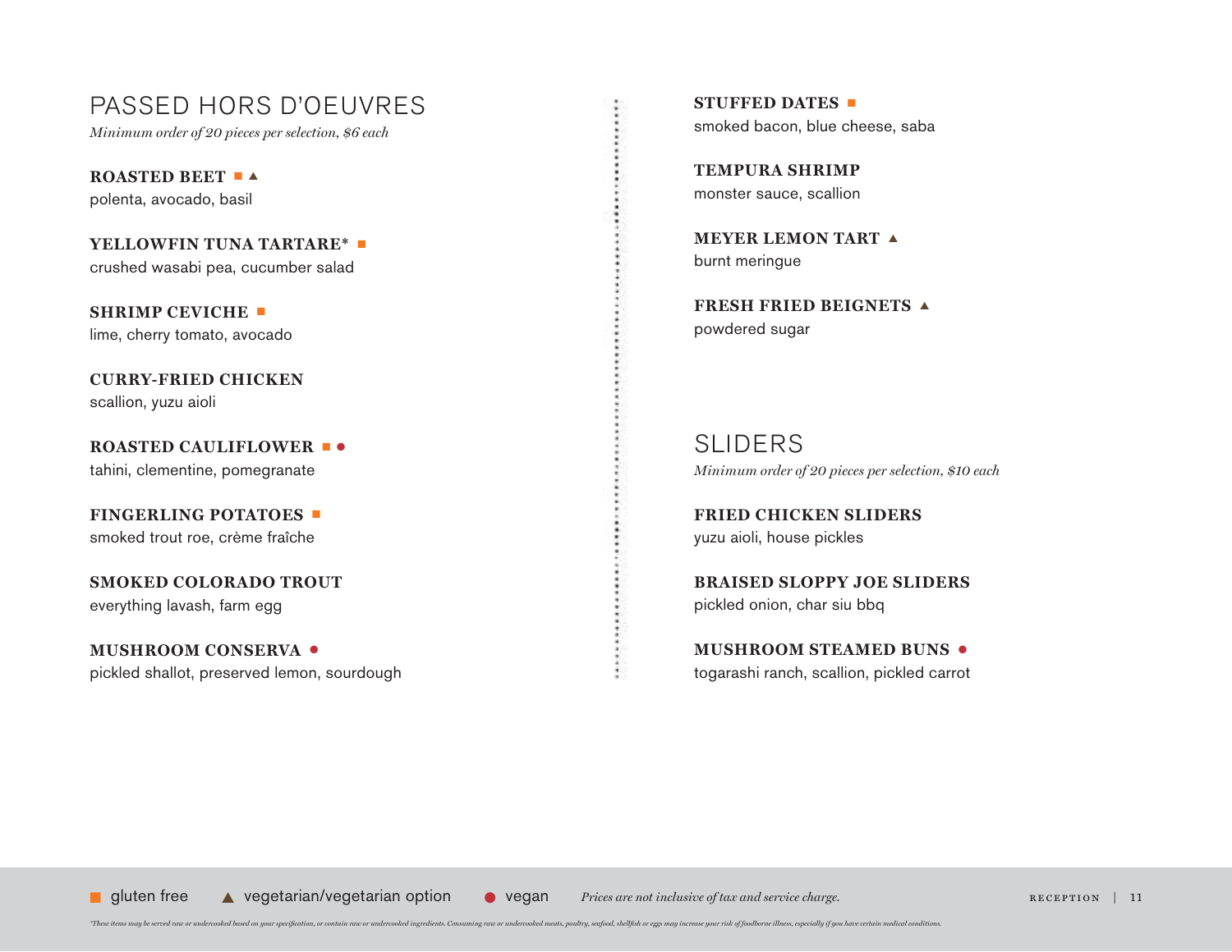## PASSED HORS D'OEUVRES

*Minimum order of 20 pieces per selection, $6 each*

**ROASTED BEET** ■ ▲
polenta, avocado, basil

**YELLOWFIN TUNA TARTARE*** ■
crushed wasabi pea, cucumber salad

**SHRIMP CEVICHE** ■
lime, cherry tomato, avocado

**CURRY-FRIED CHICKEN**
scallion, yuzu aioli

**ROASTED CAULIFLOWER** ■ ●
tahini, clementine, pomegranate

**FINGERLING POTATOES** ■
smoked trout roe, crème fraîche

**SMOKED COLORADO TROUT**
everything lavash, farm egg

**MUSHROOM CONSERVA** ●
pickled shallot, preserved lemon, sourdough

**STUFFED DATES** ■
smoked bacon, blue cheese, saba

**TEMPURA SHRIMP**
monster sauce, scallion

**MEYER LEMON TART** ▲
burnt meringue

**FRESH FRIED BEIGNETS** ▲
powdered sugar

## SLIDERS

*Minimum order of 20 pieces per selection, $10 each*

**FRIED CHICKEN SLIDERS**
yuzu aioli, house pickles

**BRAISED SLOPPY JOE SLIDERS**
pickled onion, char siu bbq

**MUSHROOM STEAMED BUNS** ●
togarashi ranch, scallion, pickled carrot

■ gluten free ▲ vegetarian/vegetarian option ● vegan *Prices are not inclusive of tax and service charge.*

*These items may be served raw or undercooked based on your specification, or contain raw or undercooked ingredients. Consuming raw or undercooked meats, poultry, seafood, shellfish or eggs may increase your risk of foodborne illness, especially if you have certain medical conditions.*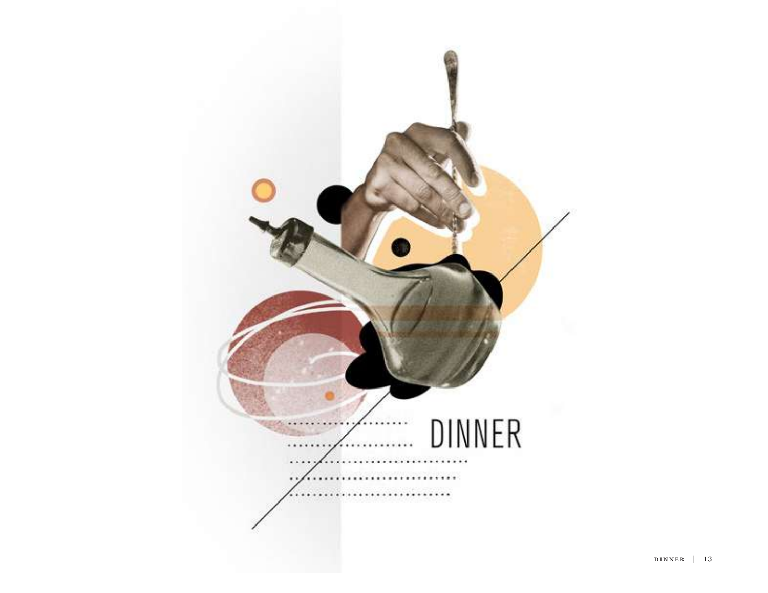# DINNER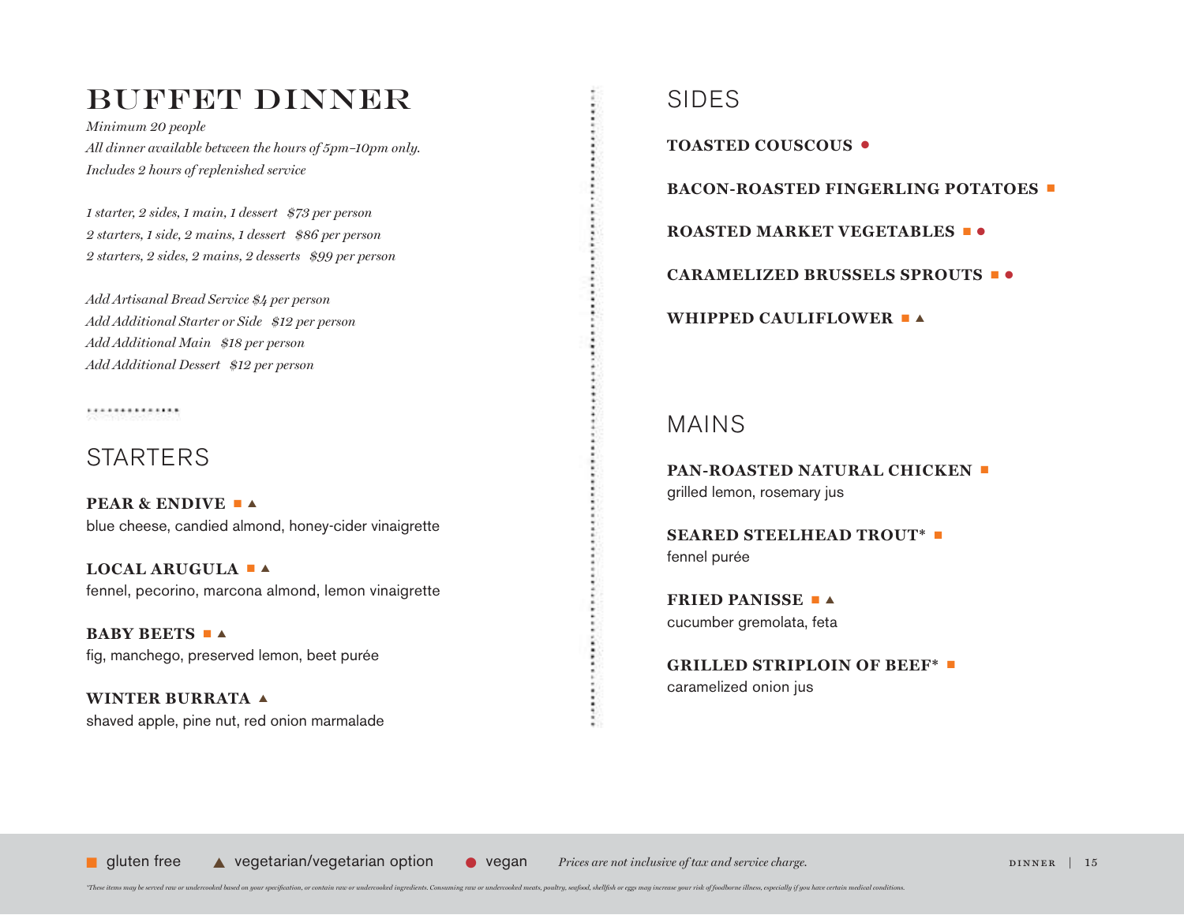# BUFFET DINNER

*Minimum 20 people*
*All dinner available between the hours of 5pm–10pm only.*
*Includes 2 hours of replenished service*

*1 starter, 2 sides, 1 main, 1 dessert $73 per person*
*2 starters, 1 side, 2 mains, 1 dessert $86 per person*
*2 starters, 2 sides, 2 mains, 2 desserts $99 per person*

*Add Artisanal Bread Service $4 per person*
*Add Additional Starter or Side $12 per person*
*Add Additional Main $18 per person*
*Add Additional Dessert $12 per person*

## STARTERS

**PEAR & ENDIVE** ■ ▲
blue cheese, candied almond, honey-cider vinaigrette

**LOCAL ARUGULA** ■ ▲
fennel, pecorino, marcona almond, lemon vinaigrette

**BABY BEETS** ■ ▲
fig, manchego, preserved lemon, beet purée

**WINTER BURRATA** ▲
shaved apple, pine nut, red onion marmalade

## SIDES

**TOASTED COUSCOUS** ●

**BACON-ROASTED FINGERLING POTATOES** ■

**ROASTED MARKET VEGETABLES** ■ ●

**CARAMELIZED BRUSSELS SPROUTS** ■ ●

**WHIPPED CAULIFLOWER** ■ ▲

## MAINS

**PAN-ROASTED NATURAL CHICKEN** ■
grilled lemon, rosemary jus

**SEARED STEELHEAD TROUT*** ■
fennel purée

**FRIED PANISSE** ■ ▲
cucumber gremolata, feta

**GRILLED STRIPLOIN OF BEEF*** ■
caramelized onion jus

■ gluten free ▲ vegetarian/vegetarian option ● vegan *Prices are not inclusive of tax and service charge.*

*These items may be served raw or undercooked based on your specification, or contain raw or undercooked ingredients. Consuming raw or undercooked meats, poultry, seafood, shellfish or eggs may increase your risk of foodborne illness, especially if you have certain medical conditions.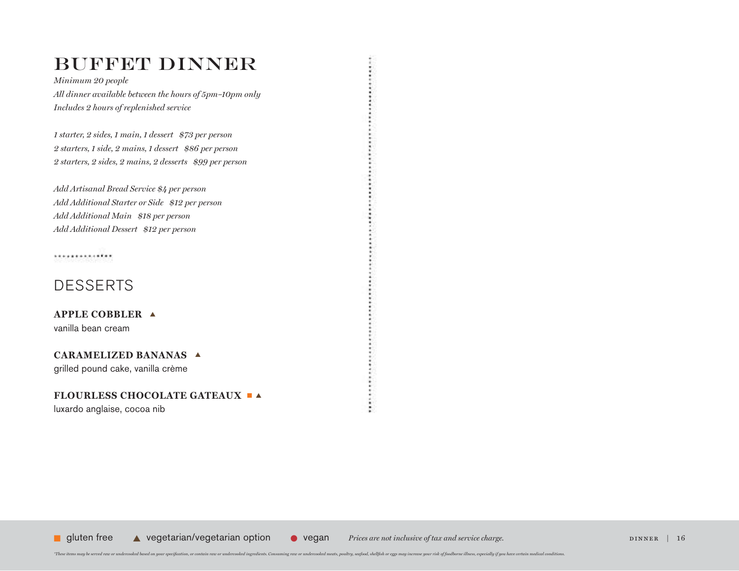# BUFFET DINNER

*Minimum 20 people*
*All dinner available between the hours of 5pm–10pm only*
*Includes 2 hours of replenished service*

*1 starter, 2 sides, 1 main, 1 dessert   $73 per person*
*2 starters, 1 side, 2 mains, 1 dessert   $86 per person*
*2 starters, 2 sides, 2 mains, 2 desserts   $99 per person*

*Add Artisanal Bread Service $4 per person*
*Add Additional Starter or Side   $12 per person*
*Add Additional Main   $18 per person*
*Add Additional Dessert   $12 per person*

## DESSERTS

**APPLE COBBLER** ▲
vanilla bean cream

**CARAMELIZED BANANAS** ▲
grilled pound cake, vanilla crème

**FLOURLESS CHOCOLATE GATEAUX** ■ ▲
luxardo anglaise, cocoa nib

■ gluten free   ▲ vegetarian/vegetarian option   ● vegan   *Prices are not inclusive of tax and service charge.*

*\*These items may be served raw or undercooked based on your specification, or contain raw or undercooked ingredients. Consuming raw or undercooked meats, poultry, seafood, shellfish or eggs may increase your risk of foodborne illness, especially if you have certain medical conditions.*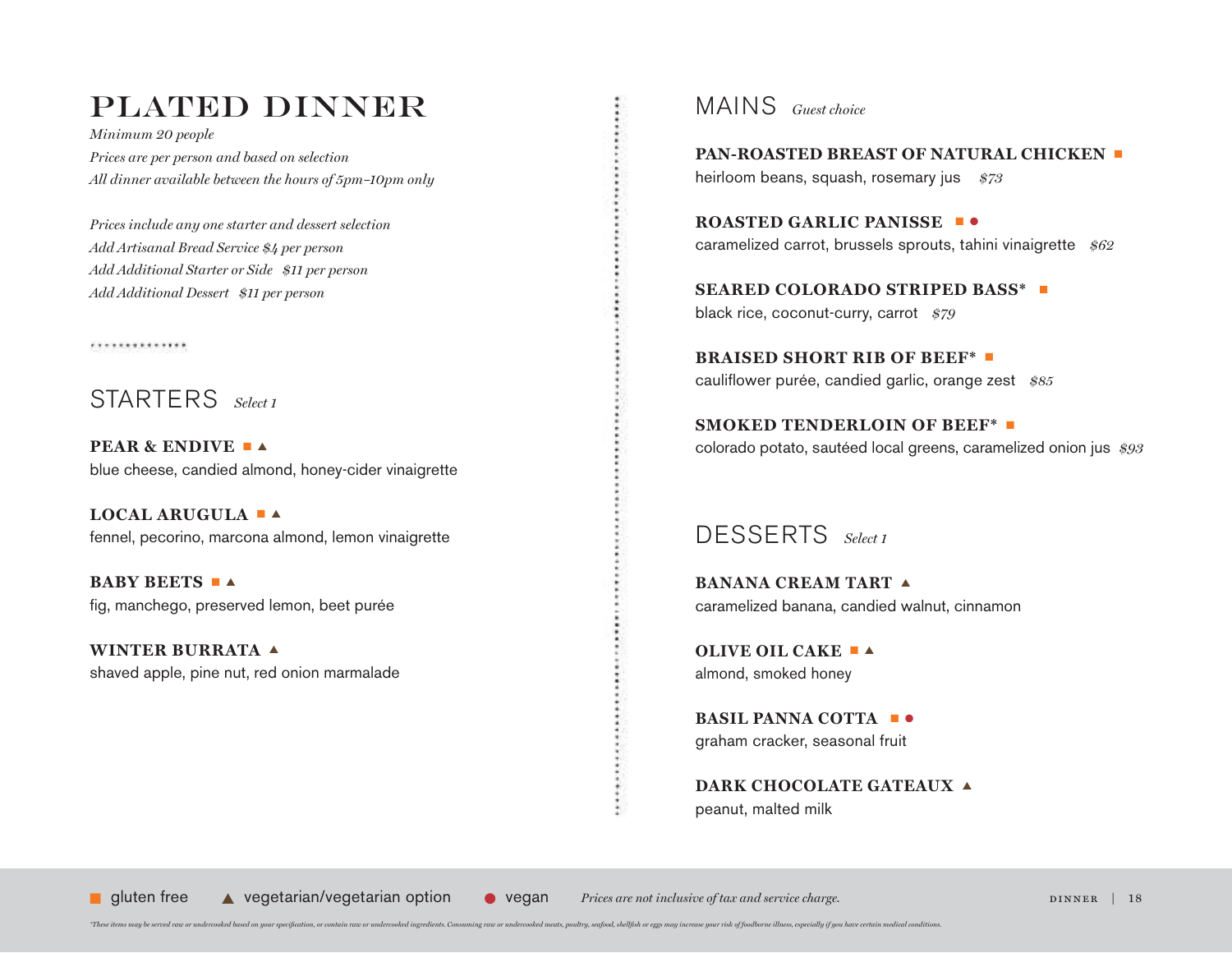# PLATED DINNER

*Minimum 20 people*
*Prices are per person and based on selection*
*All dinner available between the hours of 5pm–10pm only*

*Prices include any one starter and dessert selection*
*Add Artisanal Bread Service $4 per person*
*Add Additional Starter or Side $11 per person*
*Add Additional Dessert $11 per person*

## STARTERS *Select 1*

**PEAR & ENDIVE** ■ ▲
blue cheese, candied almond, honey-cider vinaigrette

**LOCAL ARUGULA** ■ ▲
fennel, pecorino, marcona almond, lemon vinaigrette

**BABY BEETS** ■ ▲
fig, manchego, preserved lemon, beet purée

**WINTER BURRATA** ▲
shaved apple, pine nut, red onion marmalade

## MAINS *Guest choice*

**PAN-ROASTED BREAST OF NATURAL CHICKEN** ■
heirloom beans, squash, rosemary jus *$73*

**ROASTED GARLIC PANISSE** ■ ●
caramelized carrot, brussels sprouts, tahini vinaigrette *$62*

**SEARED COLORADO STRIPED BASS*** ■
black rice, coconut-curry, carrot *$79*

**BRAISED SHORT RIB OF BEEF*** ■
cauliflower purée, candied garlic, orange zest *$85*

**SMOKED TENDERLOIN OF BEEF*** ■
colorado potato, sautéed local greens, caramelized onion jus *$93*

## DESSERTS *Select 1*

**BANANA CREAM TART** ▲
caramelized banana, candied walnut, cinnamon

**OLIVE OIL CAKE** ■ ▲
almond, smoked honey

**BASIL PANNA COTTA** ■ ●
graham cracker, seasonal fruit

**DARK CHOCOLATE GATEAUX** ▲
peanut, malted milk

■ gluten free ▲ vegetarian/vegetarian option ● vegan *Prices are not inclusive of tax and service charge.*

*These items may be served raw or undercooked based on your specification, or contain raw or undercooked ingredients. Consuming raw or undercooked meats, poultry, seafood, shellfish or eggs may increase your risk of foodborne illness, especially if you have certain medical conditions.*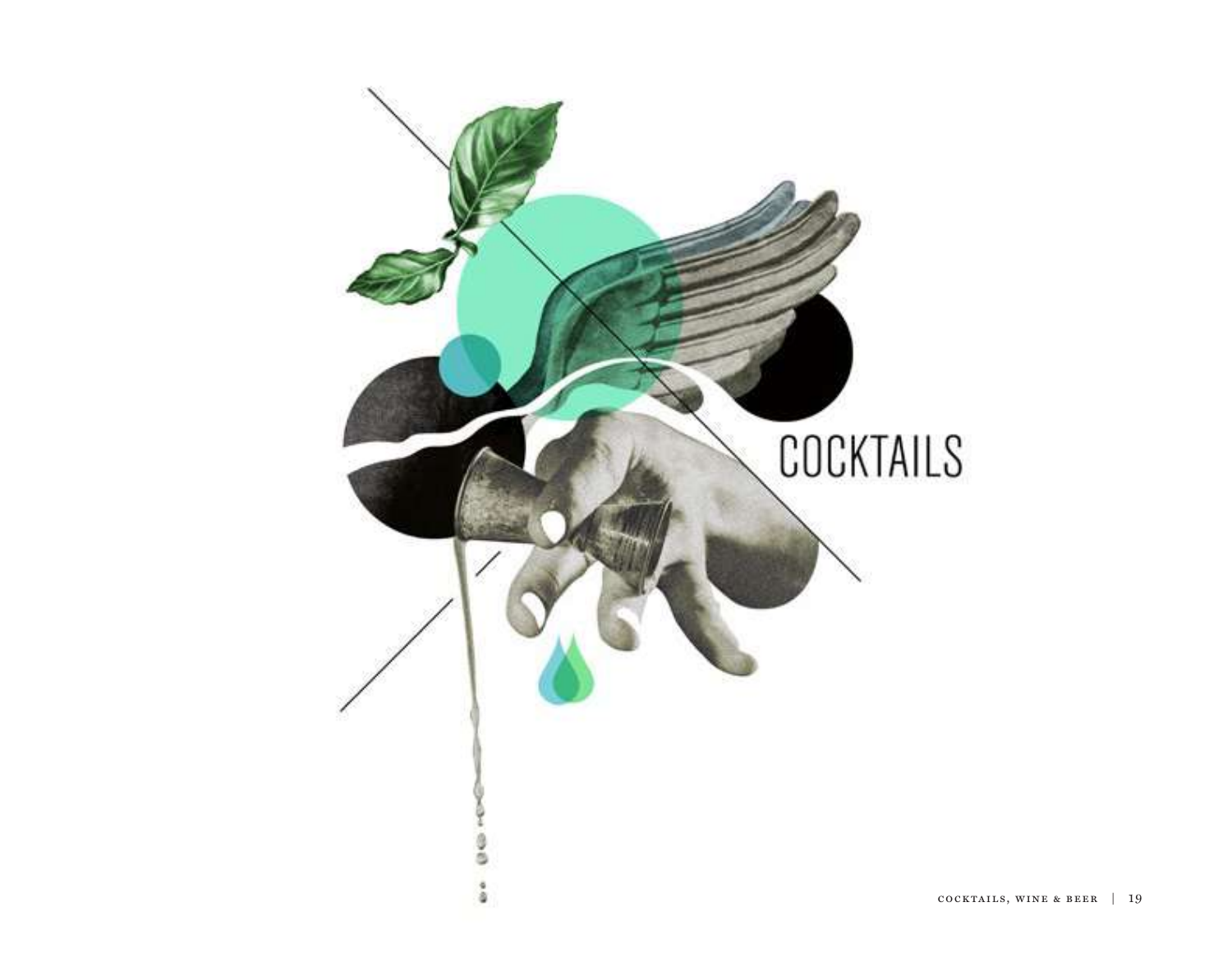# COCKTAILS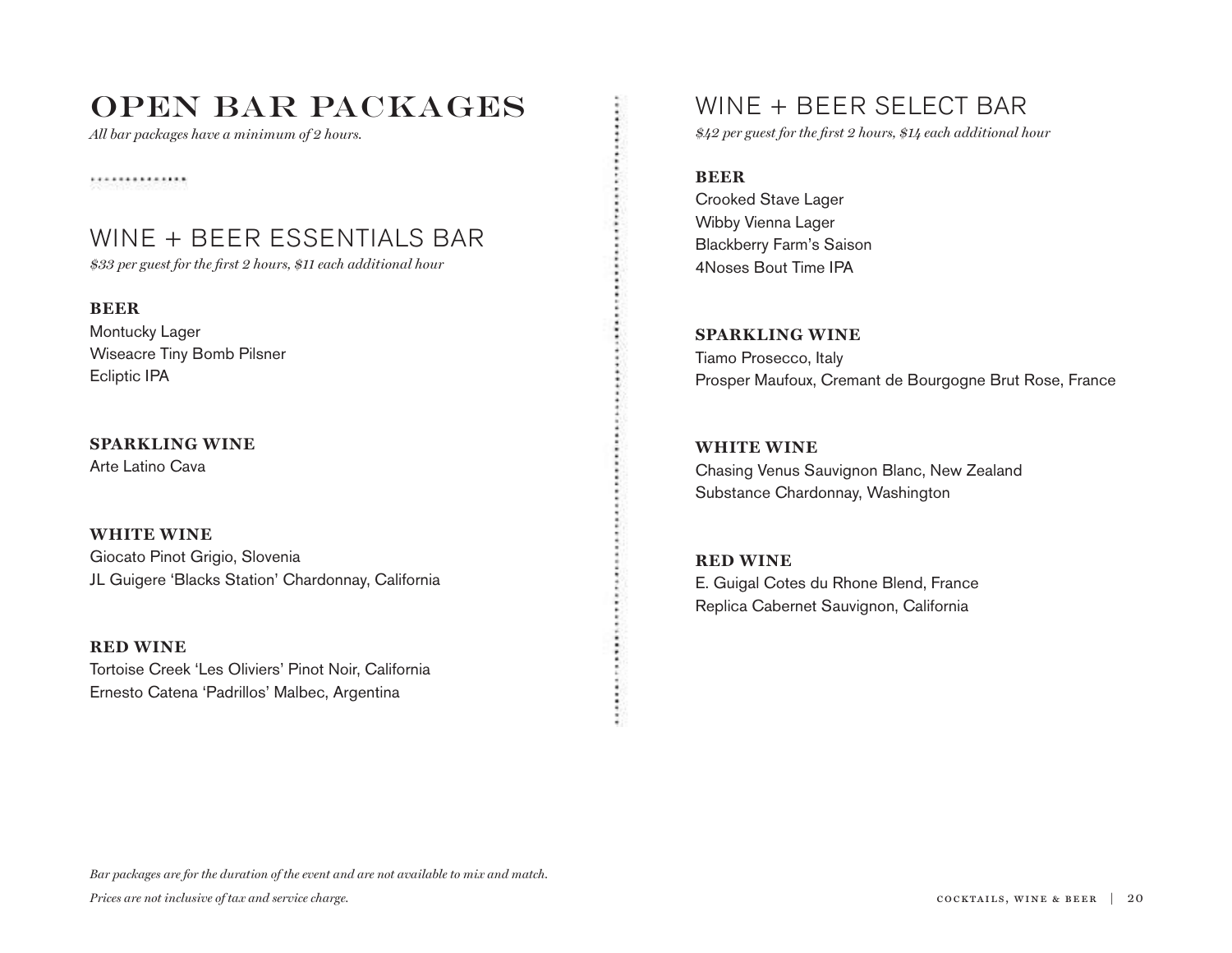# OPEN BAR PACKAGES

*All bar packages have a minimum of 2 hours.*

## WINE + BEER ESSENTIALS BAR

*$33 per guest for the first 2 hours, $11 each additional hour*

**BEER**

Montucky Lager
Wiseacre Tiny Bomb Pilsner
Ecliptic IPA

**SPARKLING WINE**

Arte Latino Cava

**WHITE WINE**

Giocato Pinot Grigio, Slovenia
JL Guigere 'Blacks Station' Chardonnay, California

**RED WINE**

Tortoise Creek 'Les Oliviers' Pinot Noir, California
Ernesto Catena 'Padrillos' Malbec, Argentina

## WINE + BEER SELECT BAR

*$42 per guest for the first 2 hours, $14 each additional hour*

**BEER**

Crooked Stave Lager
Wibby Vienna Lager
Blackberry Farm's Saison
4Noses Bout Time IPA

**SPARKLING WINE**

Tiamo Prosecco, Italy
Prosper Maufoux, Cremant de Bourgogne Brut Rose, France

**WHITE WINE**

Chasing Venus Sauvignon Blanc, New Zealand
Substance Chardonnay, Washington

**RED WINE**

E. Guigal Cotes du Rhone Blend, France
Replica Cabernet Sauvignon, California

*Bar packages are for the duration of the event and are not available to mix and match.*

*Prices are not inclusive of tax and service charge.*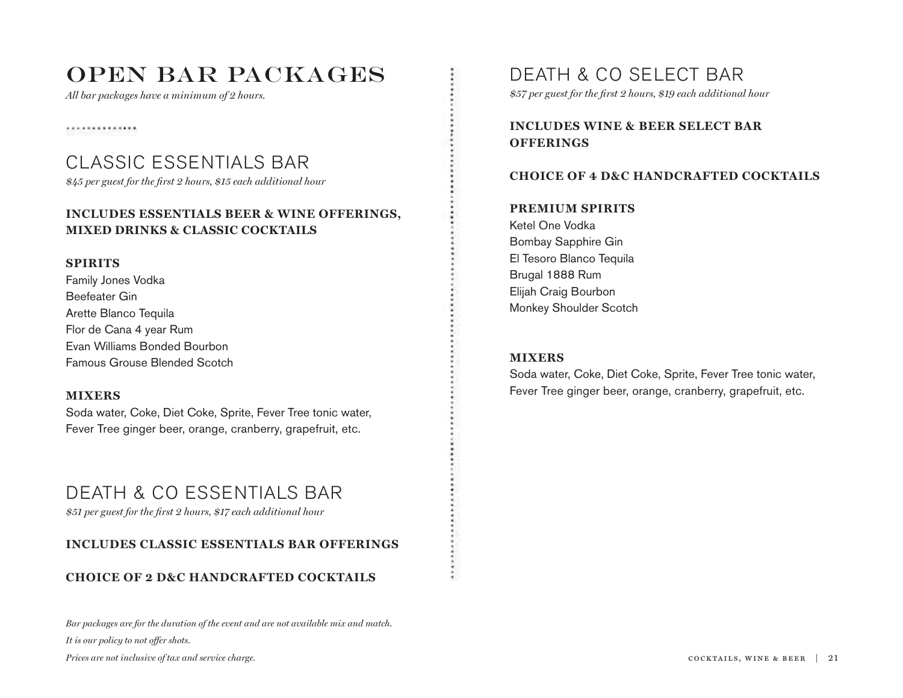# OPEN BAR PACKAGES

*All bar packages have a minimum of 2 hours.*

## CLASSIC ESSENTIALS BAR

*$45 per guest for the first 2 hours, $15 each additional hour*

**INCLUDES ESSENTIALS BEER & WINE OFFERINGS, MIXED DRINKS & CLASSIC COCKTAILS**

**SPIRITS**

Family Jones Vodka
Beefeater Gin
Arette Blanco Tequila
Flor de Cana 4 year Rum
Evan Williams Bonded Bourbon
Famous Grouse Blended Scotch

**MIXERS**

Soda water, Coke, Diet Coke, Sprite, Fever Tree tonic water, Fever Tree ginger beer, orange, cranberry, grapefruit, etc.

## DEATH & CO ESSENTIALS BAR

*$51 per guest for the first 2 hours, $17 each additional hour*

**INCLUDES CLASSIC ESSENTIALS BAR OFFERINGS**

**CHOICE OF 2 D&C HANDCRAFTED COCKTAILS**

*Bar packages are for the duration of the event and are not available mix and match.*

*It is our policy to not offer shots.*

*Prices are not inclusive of tax and service charge.*

## DEATH & CO SELECT BAR

*$57 per guest for the first 2 hours, $19 each additional hour*

**INCLUDES WINE & BEER SELECT BAR OFFERINGS**

**CHOICE OF 4 D&C HANDCRAFTED COCKTAILS**

**PREMIUM SPIRITS**

Ketel One Vodka
Bombay Sapphire Gin
El Tesoro Blanco Tequila
Brugal 1888 Rum
Elijah Craig Bourbon
Monkey Shoulder Scotch

**MIXERS**

Soda water, Coke, Diet Coke, Sprite, Fever Tree tonic water, Fever Tree ginger beer, orange, cranberry, grapefruit, etc.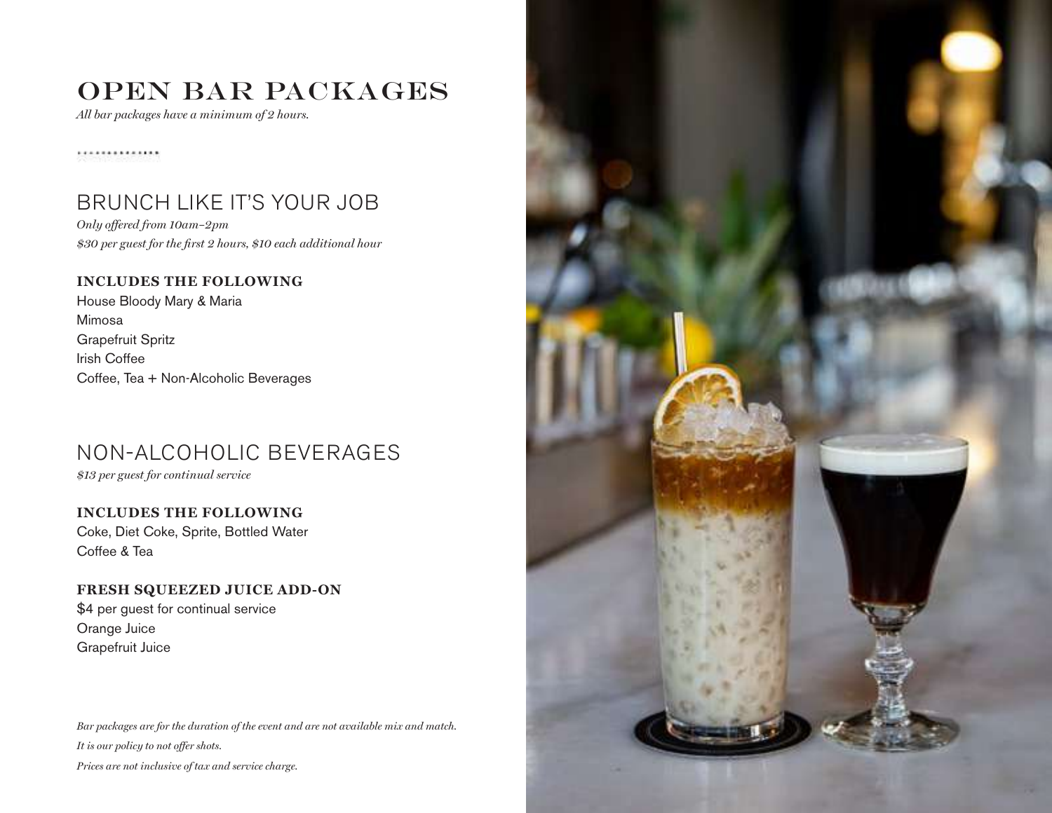# OPEN BAR PACKAGES

*All bar packages have a minimum of 2 hours.*

## BRUNCH LIKE IT'S YOUR JOB

*Only offered from 10am–2pm*

*$30 per guest for the first 2 hours, $10 each additional hour*

**INCLUDES THE FOLLOWING**

House Bloody Mary & Maria
Mimosa
Grapefruit Spritz
Irish Coffee
Coffee, Tea + Non-Alcoholic Beverages

## NON-ALCOHOLIC BEVERAGES

*$13 per guest for continual service*

**INCLUDES THE FOLLOWING**

Coke, Diet Coke, Sprite, Bottled Water
Coffee & Tea

**FRESH SQUEEZED JUICE ADD-ON**

$4 per guest for continual service
Orange Juice
Grapefruit Juice

*Bar packages are for the duration of the event and are not available mix and match.*

*It is our policy to not offer shots.*

*Prices are not inclusive of tax and service charge.*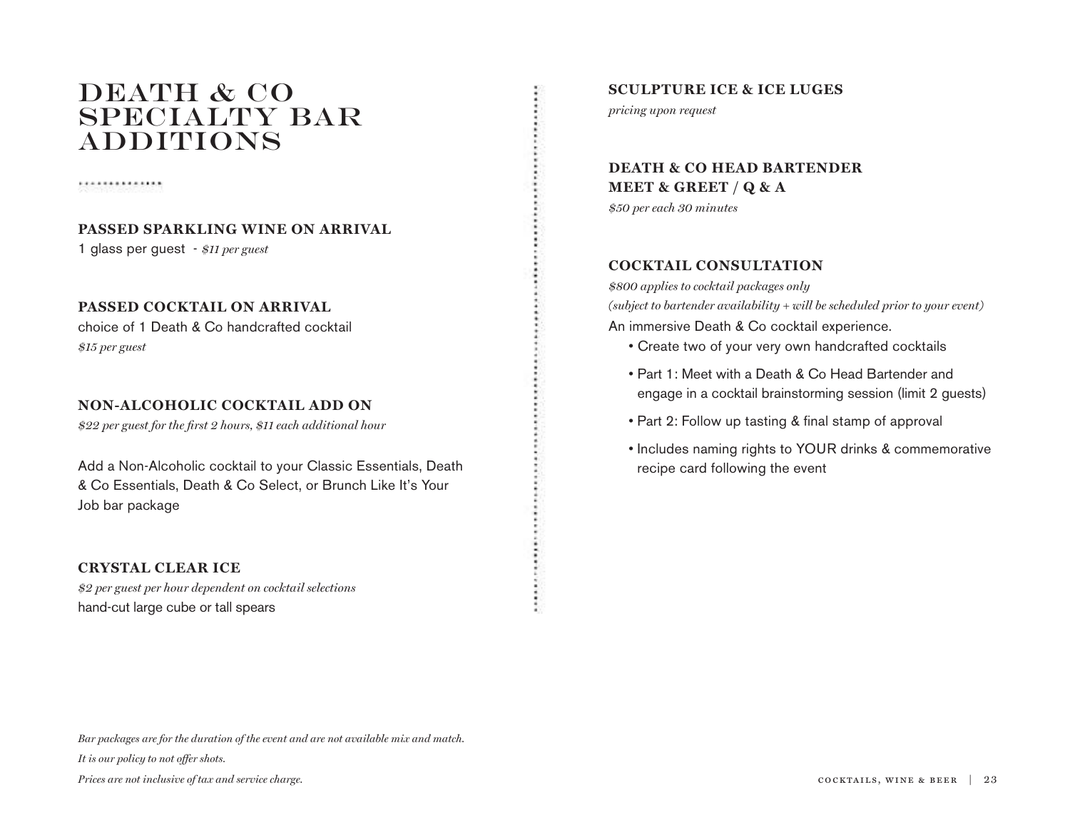# DEATH & CO SPECIALTY BAR ADDITIONS

### PASSED SPARKLING WINE ON ARRIVAL

1 glass per guest - *$11 per guest*

### PASSED COCKTAIL ON ARRIVAL

choice of 1 Death & Co handcrafted cocktail

*$15 per guest*

### NON-ALCOHOLIC COCKTAIL ADD ON

*$22 per guest for the first 2 hours, $11 each additional hour*

Add a Non-Alcoholic cocktail to your Classic Essentials, Death & Co Essentials, Death & Co Select, or Brunch Like It's Your Job bar package

### CRYSTAL CLEAR ICE

*$2 per guest per hour dependent on cocktail selections*

hand-cut large cube or tall spears

### SCULPTURE ICE & ICE LUGES

*pricing upon request*

### DEATH & CO HEAD BARTENDER MEET & GREET / Q & A

*$50 per each 30 minutes*

### COCKTAIL CONSULTATION

*$800 applies to cocktail packages only*

*(subject to bartender availability + will be scheduled prior to your event)*

An immersive Death & Co cocktail experience.

- Create two of your very own handcrafted cocktails
- Part 1: Meet with a Death & Co Head Bartender and engage in a cocktail brainstorming session (limit 2 guests)
- Part 2: Follow up tasting & final stamp of approval
- Includes naming rights to YOUR drinks & commemorative recipe card following the event

*Bar packages are for the duration of the event and are not available mix and match.*

*It is our policy to not offer shots.*

*Prices are not inclusive of tax and service charge.*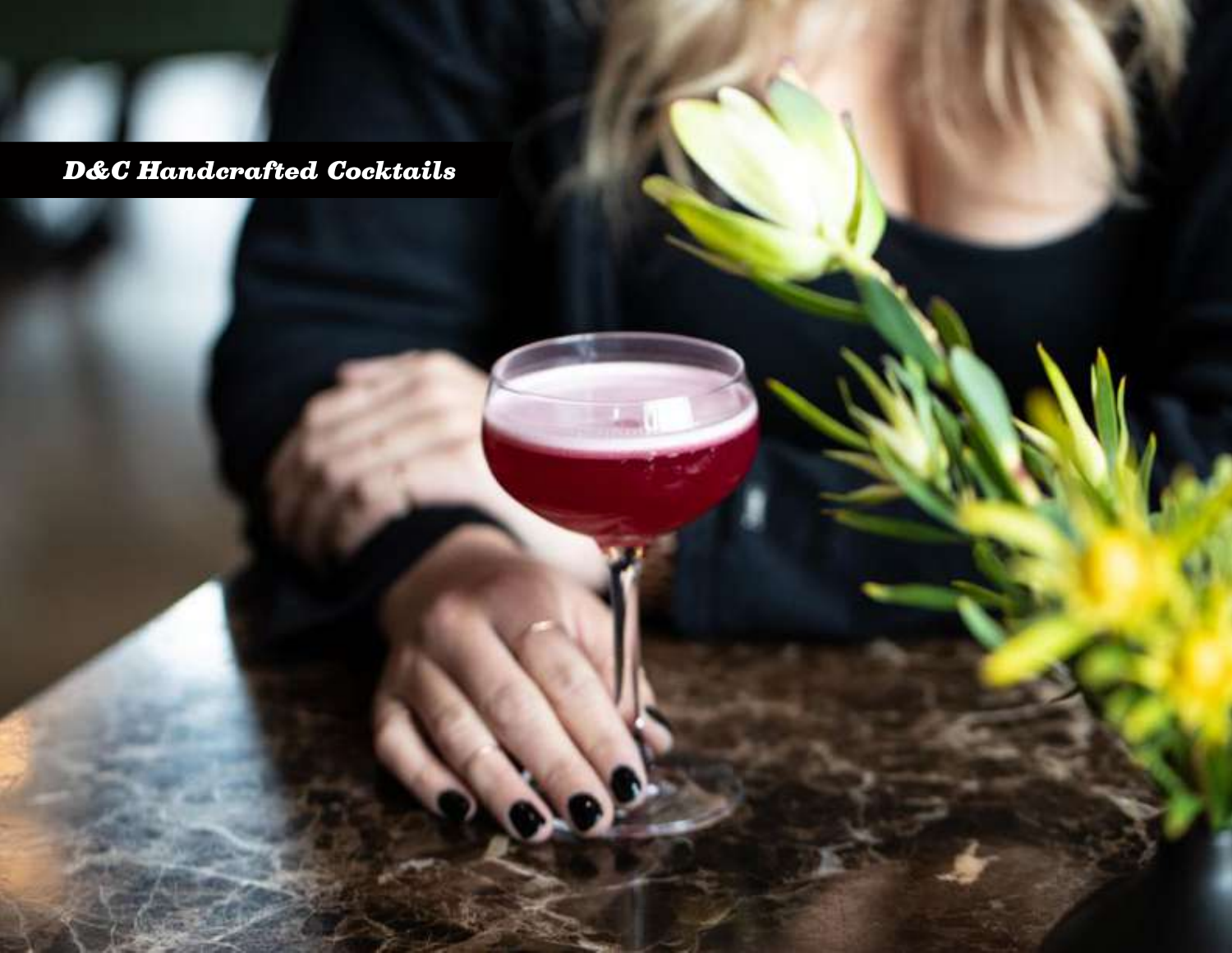*D&C Handcrafted Cocktails*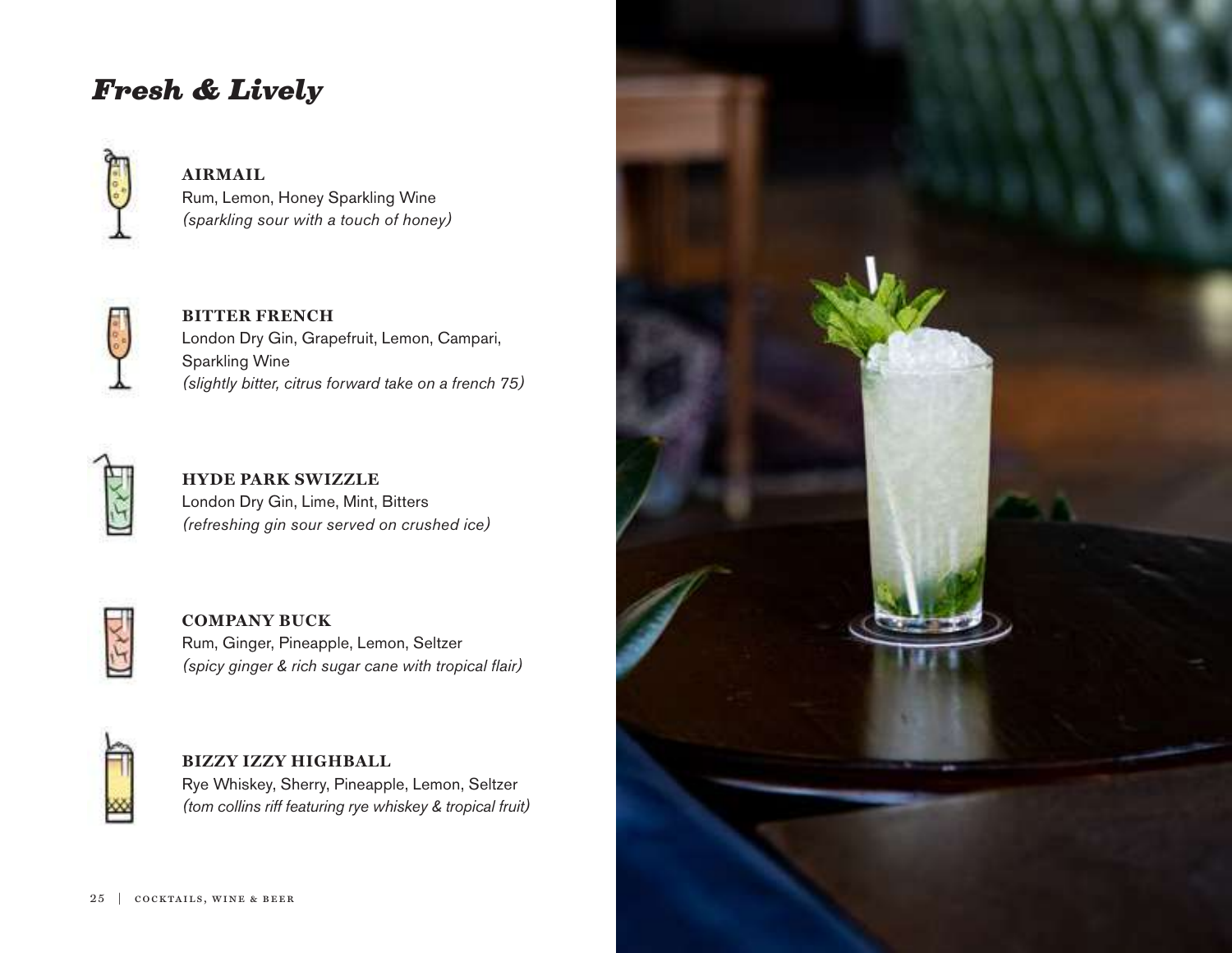## *Fresh & Lively*

**AIRMAIL**
Rum, Lemon, Honey Sparkling Wine
*(sparkling sour with a touch of honey)*

**BITTER FRENCH**
London Dry Gin, Grapefruit, Lemon, Campari, Sparkling Wine
*(slightly bitter, citrus forward take on a french 75)*

**HYDE PARK SWIZZLE**
London Dry Gin, Lime, Mint, Bitters
*(refreshing gin sour served on crushed ice)*

**COMPANY BUCK**
Rum, Ginger, Pineapple, Lemon, Seltzer
*(spicy ginger & rich sugar cane with tropical flair)*

**BIZZY IZZY HIGHBALL**
Rye Whiskey, Sherry, Pineapple, Lemon, Seltzer
*(tom collins riff featuring rye whiskey & tropical fruit)*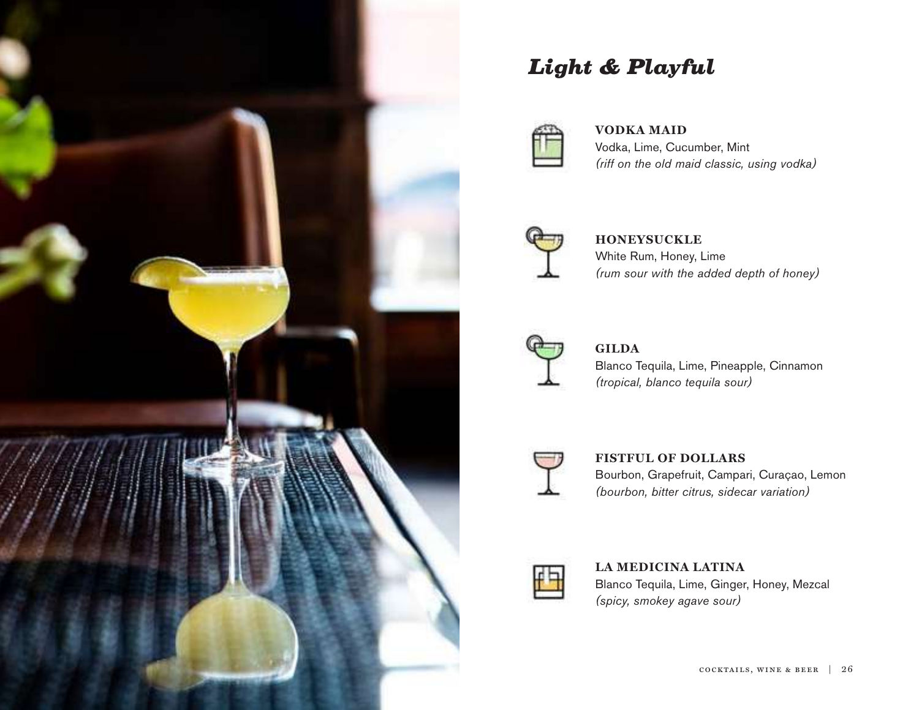## *Light & Playful*

**VODKA MAID**
Vodka, Lime, Cucumber, Mint
*(riff on the old maid classic, using vodka)*

**HONEYSUCKLE**
White Rum, Honey, Lime
*(rum sour with the added depth of honey)*

**GILDA**
Blanco Tequila, Lime, Pineapple, Cinnamon
*(tropical, blanco tequila sour)*

**FISTFUL OF DOLLARS**
Bourbon, Grapefruit, Campari, Curaçao, Lemon
*(bourbon, bitter citrus, sidecar variation)*

**LA MEDICINA LATINA**
Blanco Tequila, Lime, Ginger, Honey, Mezcal
*(spicy, smokey agave sour)*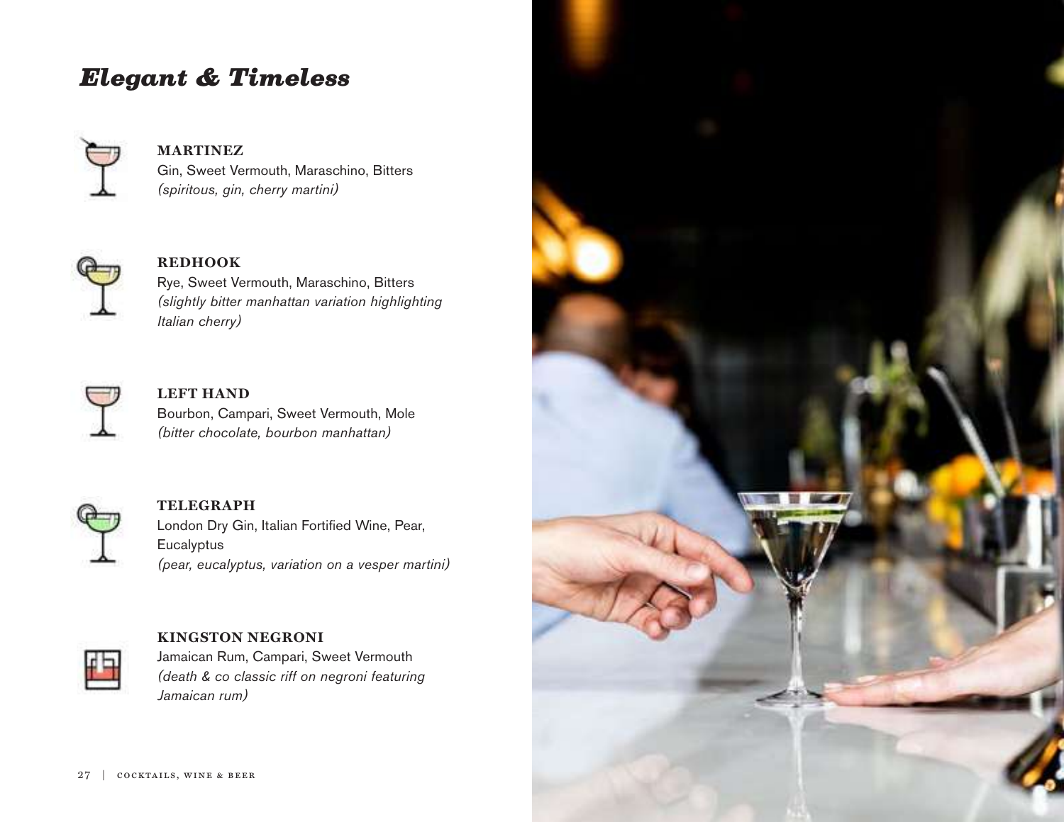## *Elegant & Timeless*

**MARTINEZ**
Gin, Sweet Vermouth, Maraschino, Bitters
*(spiritous, gin, cherry martini)*

**REDHOOK**
Rye, Sweet Vermouth, Maraschino, Bitters
*(slightly bitter manhattan variation highlighting Italian cherry)*

**LEFT HAND**
Bourbon, Campari, Sweet Vermouth, Mole
*(bitter chocolate, bourbon manhattan)*

**TELEGRAPH**
London Dry Gin, Italian Fortified Wine, Pear, Eucalyptus
*(pear, eucalyptus, variation on a vesper martini)*

**KINGSTON NEGRONI**
Jamaican Rum, Campari, Sweet Vermouth
*(death & co classic riff on negroni featuring Jamaican rum)*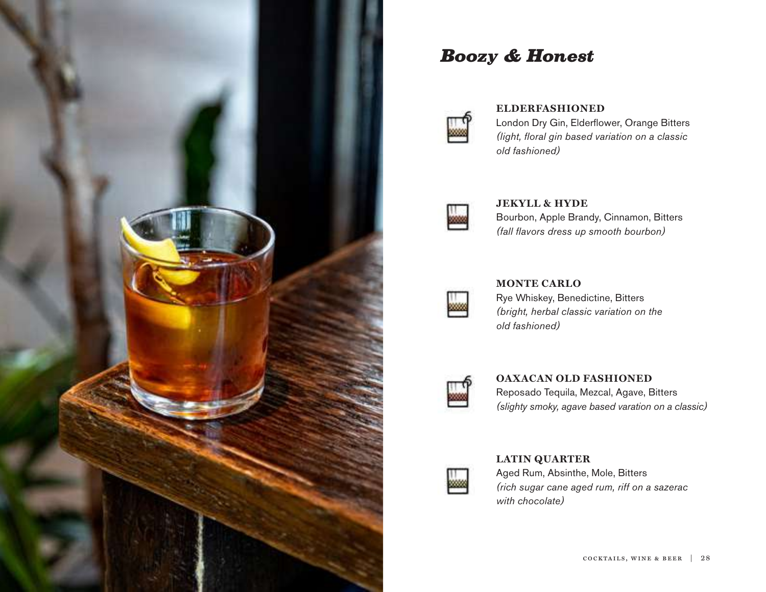## *Boozy & Honest*

**ELDERFASHIONED**
London Dry Gin, Elderflower, Orange Bitters
*(light, floral gin based variation on a classic old fashioned)*

**JEKYLL & HYDE**
Bourbon, Apple Brandy, Cinnamon, Bitters
*(fall flavors dress up smooth bourbon)*

**MONTE CARLO**
Rye Whiskey, Benedictine, Bitters
*(bright, herbal classic variation on the old fashioned)*

**OAXACAN OLD FASHIONED**
Reposado Tequila, Mezcal, Agave, Bitters
*(slighty smoky, agave based varation on a classic)*

**LATIN QUARTER**
Aged Rum, Absinthe, Mole, Bitters
*(rich sugar cane aged rum, riff on a sazerac with chocolate)*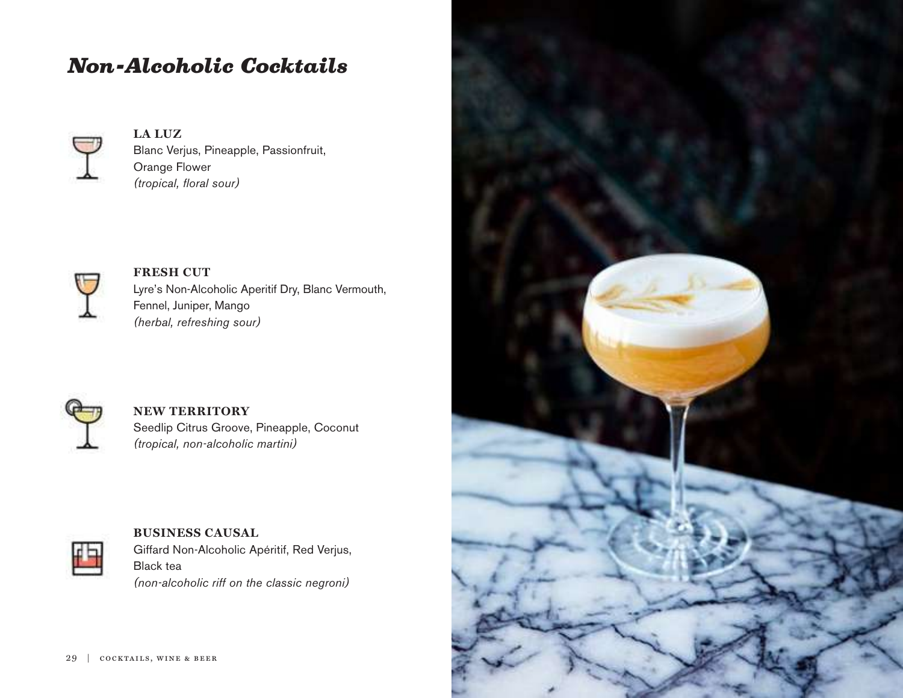# *Non-Alcoholic Cocktails*

**LA LUZ**
Blanc Verjus, Pineapple, Passionfruit, Orange Flower
*(tropical, floral sour)*

**FRESH CUT**
Lyre's Non-Alcoholic Aperitif Dry, Blanc Vermouth, Fennel, Juniper, Mango
*(herbal, refreshing sour)*

**NEW TERRITORY**
Seedlip Citrus Groove, Pineapple, Coconut
*(tropical, non-alcoholic martini)*

**BUSINESS CAUSAL**
Giffard Non-Alcoholic Apéritif, Red Verjus, Black tea
*(non-alcoholic riff on the classic negroni)*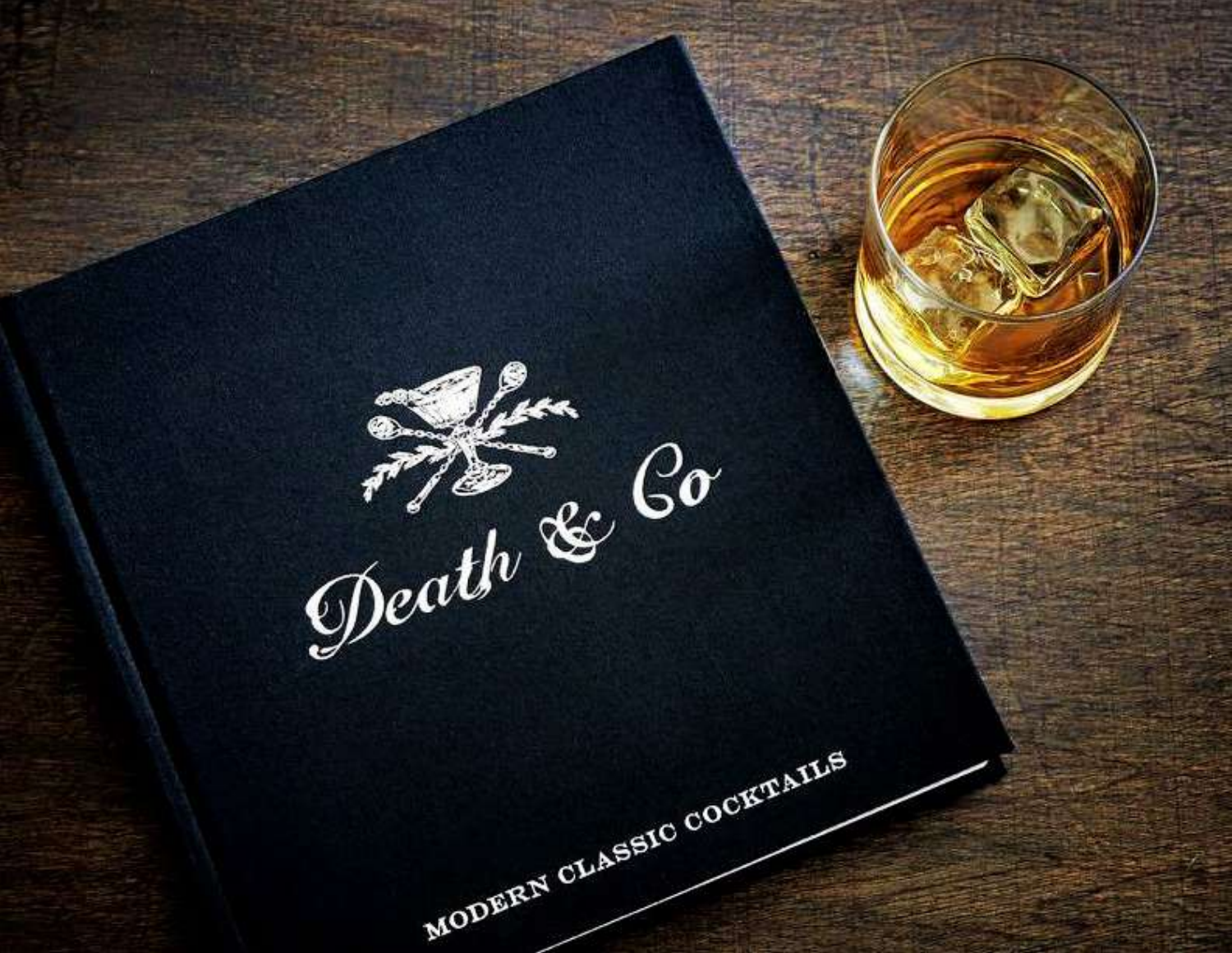Death & Co

MODERN CLASSIC COCKTAILS